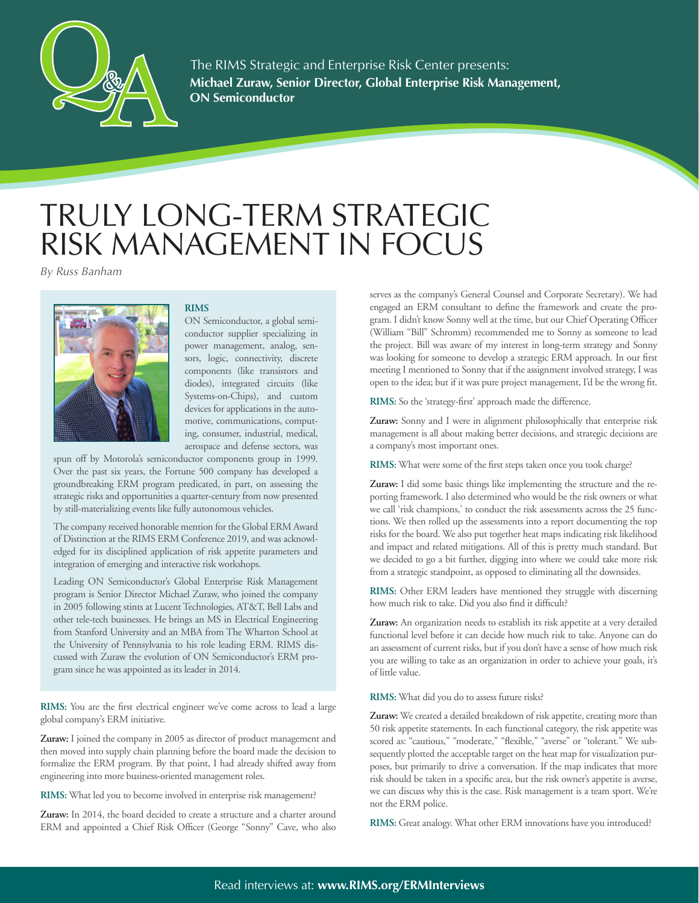The RIMS Strategic and Enterprise Risk Center presents:
**Michael Zuraw, Senior Director, Global Enterprise Risk Management, ON Semiconductor**

# TRULY LONG-TERM STRATEGIC RISK MANAGEMENT IN FOCUS

*By Russ Banham*

**RIMS**

ON Semiconductor, a global semiconductor supplier specializing in power management, analog, sensors, logic, connectivity, discrete components (like transistors and diodes), integrated circuits (like Systems-on-Chips), and custom devices for applications in the automotive, communications, computing, consumer, industrial, medical, aerospace and defense sectors, was spun off by Motorola's semiconductor components group in 1999. Over the past six years, the Fortune 500 company has developed a groundbreaking ERM program predicated, in part, on assessing the strategic risks and opportunities a quarter-century from now presented by still-materializing events like fully autonomous vehicles.

The company received honorable mention for the Global ERM Award of Distinction at the RIMS ERM Conference 2019, and was acknowledged for its disciplined application of risk appetite parameters and integration of emerging and interactive risk workshops.

Leading ON Semiconductor's Global Enterprise Risk Management program is Senior Director Michael Zuraw, who joined the company in 2005 following stints at Lucent Technologies, AT&T, Bell Labs and other tele-tech businesses. He brings an MS in Electrical Engineering from Stanford University and an MBA from The Wharton School at the University of Pennsylvania to his role leading ERM. RIMS discussed with Zuraw the evolution of ON Semiconductor's ERM program since he was appointed as its leader in 2014.

**RIMS:** You are the first electrical engineer we've come across to lead a large global company's ERM initiative.

**Zuraw:** I joined the company in 2005 as director of product management and then moved into supply chain planning before the board made the decision to formalize the ERM program. By that point, I had already shifted away from engineering into more business-oriented management roles.

**RIMS:** What led you to become involved in enterprise risk management?

**Zuraw:** In 2014, the board decided to create a structure and a charter around ERM and appointed a Chief Risk Officer (George "Sonny" Cave, who also serves as the company's General Counsel and Corporate Secretary). We had engaged an ERM consultant to define the framework and create the program. I didn't know Sonny well at the time, but our Chief Operating Officer (William "Bill" Schromm) recommended me to Sonny as someone to lead the project. Bill was aware of my interest in long-term strategy and Sonny was looking for someone to develop a strategic ERM approach. In our first meeting I mentioned to Sonny that if the assignment involved strategy, I was open to the idea; but if it was pure project management, I'd be the wrong fit.

**RIMS:** So the 'strategy-first' approach made the difference.

**Zuraw:** Sonny and I were in alignment philosophically that enterprise risk management is all about making better decisions, and strategic decisions are a company's most important ones.

**RIMS:** What were some of the first steps taken once you took charge?

**Zuraw:** I did some basic things like implementing the structure and the reporting framework. I also determined who would be the risk owners or what we call 'risk champions,' to conduct the risk assessments across the 25 functions. We then rolled up the assessments into a report documenting the top risks for the board. We also put together heat maps indicating risk likelihood and impact and related mitigations. All of this is pretty much standard. But we decided to go a bit further, digging into where we could take more risk from a strategic standpoint, as opposed to eliminating all the downsides.

**RIMS:** Other ERM leaders have mentioned they struggle with discerning how much risk to take. Did you also find it difficult?

**Zuraw:** An organization needs to establish its risk appetite at a very detailed functional level before it can decide how much risk to take. Anyone can do an assessment of current risks, but if you don't have a sense of how much risk you are willing to take as an organization in order to achieve your goals, it's of little value.

**RIMS:** What did you do to assess future risks?

**Zuraw:** We created a detailed breakdown of risk appetite, creating more than 50 risk appetite statements. In each functional category, the risk appetite was scored as: "cautious," "moderate," "flexible," "averse" or "tolerant." We subsequently plotted the acceptable target on the heat map for visualization purposes, but primarily to drive a conversation. If the map indicates that more risk should be taken in a specific area, but the risk owner's appetite is averse, we can discuss why this is the case. Risk management is a team sport. We're not the ERM police.

**RIMS:** Great analogy. What other ERM innovations have you introduced?

Read interviews at: **www.RIMS.org/ERMInterviews**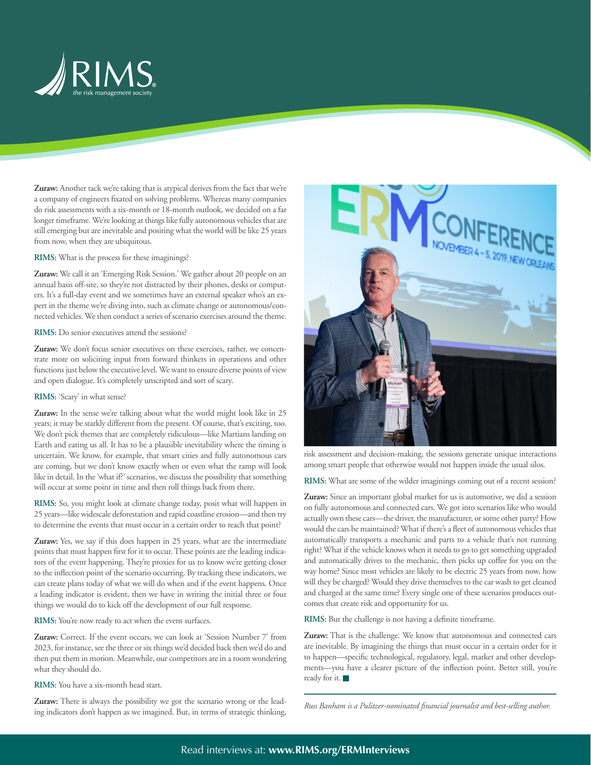**Zuraw:** Another tack we're taking that is atypical derives from the fact that we're a company of engineers fixated on solving problems. Whereas many companies do risk assessments with a six-month or 18-month outlook, we decided on a far longer timeframe. We're looking at things like fully autonomous vehicles that are still emerging but are inevitable and positing what the world will be like 25 years from now, when they are ubiquitous.

**RIMS:** What is the process for these imaginings?

**Zuraw:** We call it an 'Emerging Risk Session.' We gather about 20 people on an annual basis off-site, so they're not distracted by their phones, desks or computers. It's a full-day event and we sometimes have an external speaker who's an expert in the theme we're diving into, such as climate change or autonomous/connected vehicles. We then conduct a series of scenario exercises around the theme.

**RIMS:** Do senior executives attend the sessions?

**Zuraw:** We don't focus senior executives on these exercises, rather, we concentrate more on soliciting input from forward thinkers in operations and other functions just below the executive level. We want to ensure diverse points of view and open dialogue. It's completely unscripted and sort of scary.

**RIMS:** 'Scary' in what sense?

**Zuraw:** In the sense we're talking about what the world might look like in 25 years; it may be starkly different from the present. Of course, that's exciting, too. We don't pick themes that are completely ridiculous—like Martians landing on Earth and eating us all. It has to be a plausible inevitability where the timing is uncertain. We know, for example, that smart cities and fully autonomous cars are coming, but we don't know exactly when or even what the ramp will look like in detail. In the 'what if?' scenarios, we discuss the possibility that something will occur at some point in time and then roll things back from there.

**RIMS:** So, you might look at climate change today, posit what will happen in 25 years—like widescale deforestation and rapid coastline erosion—and then try to determine the events that must occur in a certain order to reach that point?

**Zuraw:** Yes, we say if this does happen in 25 years, what are the intermediate points that must happen first for it to occur. These points are the leading indicators of the event happening. They're proxies for us to know we're getting closer to the inflection point of the scenario occurring. By tracking these indicators, we can create plans today of what we will do when and if the event happens. Once a leading indicator is evident, then we have in writing the initial three or four things we would do to kick off the development of our full response.

**RIMS:** You're now ready to act when the event surfaces.

**Zuraw:** Correct. If the event occurs, we can look at 'Session Number 7' from 2023, for instance, see the three or six things we'd decided back then we'd do and then put them in motion. Meanwhile, our competitors are in a room wondering what they should do.

**RIMS:** You have a six-month head start.

**Zuraw:** There is always the possibility we got the scenario wrong or the leading indicators don't happen as we imagined. But, in terms of strategic thinking, risk assessment and decision-making, the sessions generate unique interactions among smart people that otherwise would not happen inside the usual silos.

**RIMS:** What are some of the wilder imaginings coming out of a recent session?

**Zuraw:** Since an important global market for us is automotive, we did a session on fully autonomous and connected cars. We got into scenarios like who would actually own these cars—the driver, the manufacturer, or some other party? How would the cars be maintained? What if there's a fleet of autonomous vehicles that automatically transports a mechanic and parts to a vehicle that's not running right? What if the vehicle knows when it needs to go to get something upgraded and automatically drives to the mechanic, then picks up coffee for you on the way home? Since most vehicles are likely to be electric 25 years from now, how will they be charged? Would they drive themselves to the car wash to get cleaned and charged at the same time? Every single one of these scenarios produces outcomes that create risk and opportunity for us.

**RIMS:** But the challenge is not having a definite timeframe.

**Zuraw:** That is the challenge. We know that autonomous and connected cars are inevitable. By imagining the things that must occur in a certain order for it to happen—specific technological, regulatory, legal, market and other developments—you have a clearer picture of the inflection point. Better still, you're ready for it. ■

*Russ Banham is a Pulitzer-nominated financial journalist and best-selling author.*

Read interviews at: **www.RIMS.org/ERMInterviews**